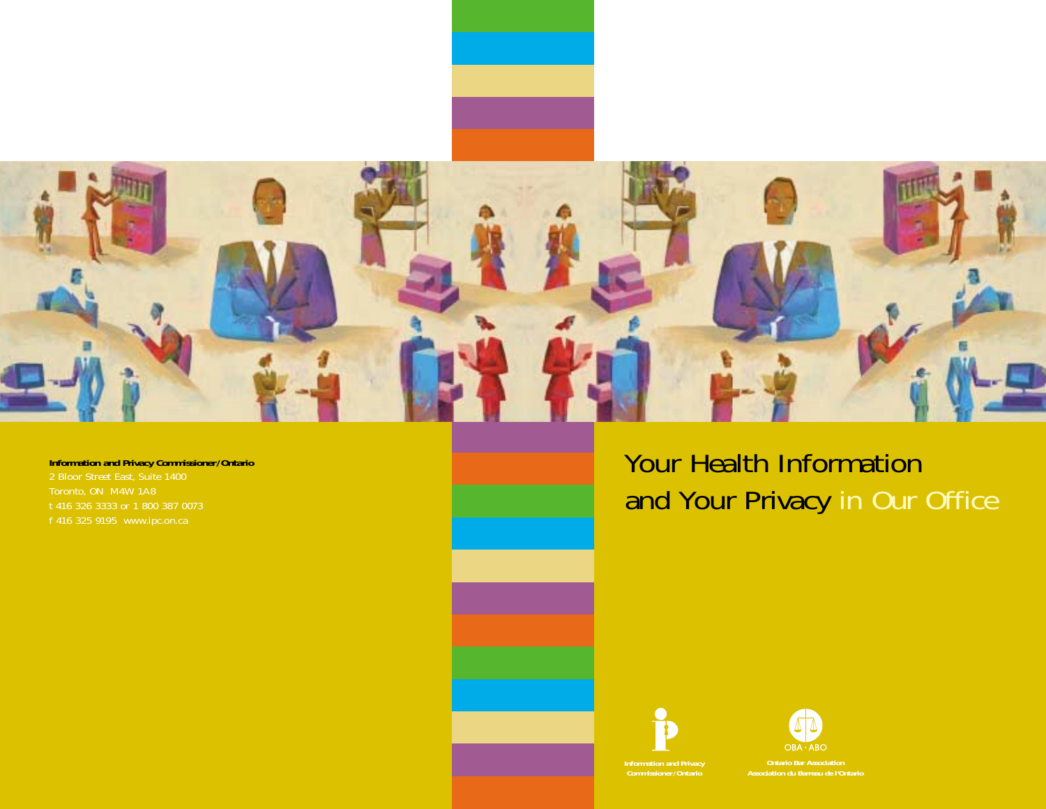# Your Health Information and Your Privacy in Our Office

**Information and Privacy Commissioner/Ontario**
2 Bloor Street East, Suite 1400
Toronto, ON M4W 1A8
t 416 326 3333 or 1 800 387 0073
f 416 325 9195 www.ipc.on.ca

Information and Privacy Commissioner/Ontario

OBA · ABO
Ontario Bar Association
Association du Barreau de l'Ontario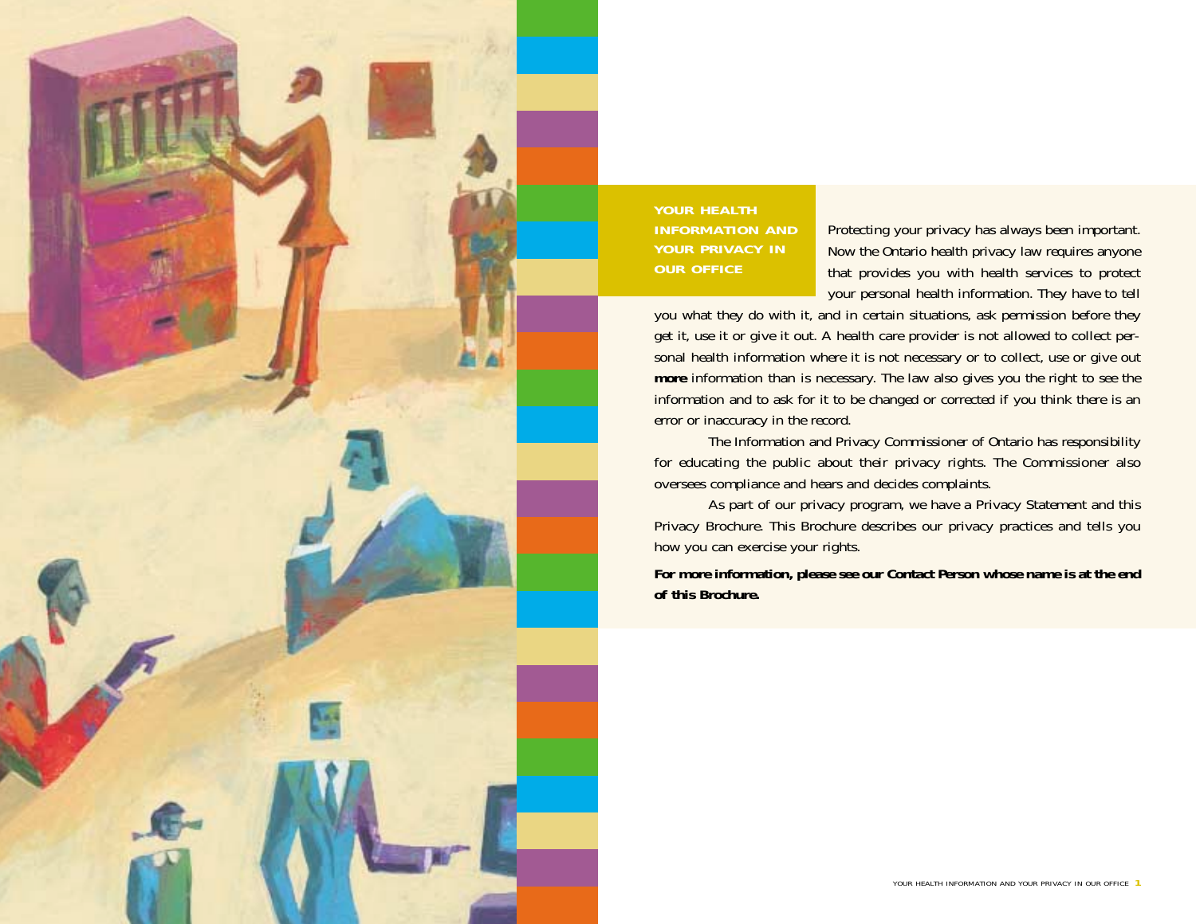## YOUR HEALTH INFORMATION AND YOUR PRIVACY IN OUR OFFICE

Protecting your privacy has always been important. Now the Ontario health privacy law requires anyone that provides you with health services to protect your personal health information. They have to tell you what they do with it, and in certain situations, ask permission before they get it, use it or give it out. A health care provider is not allowed to collect personal health information where it is not necessary or to collect, use or give out **more** information than is necessary. The law also gives you the right to see the information and to ask for it to be changed or corrected if you think there is an error or inaccuracy in the record.

The Information and Privacy Commissioner of Ontario has responsibility for educating the public about their privacy rights. The Commissioner also oversees compliance and hears and decides complaints.

As part of our privacy program, we have a Privacy Statement and this Privacy Brochure. This Brochure describes our privacy practices and tells you how you can exercise your rights.

**For more information, please see our Contact Person whose name is at the end of this Brochure.**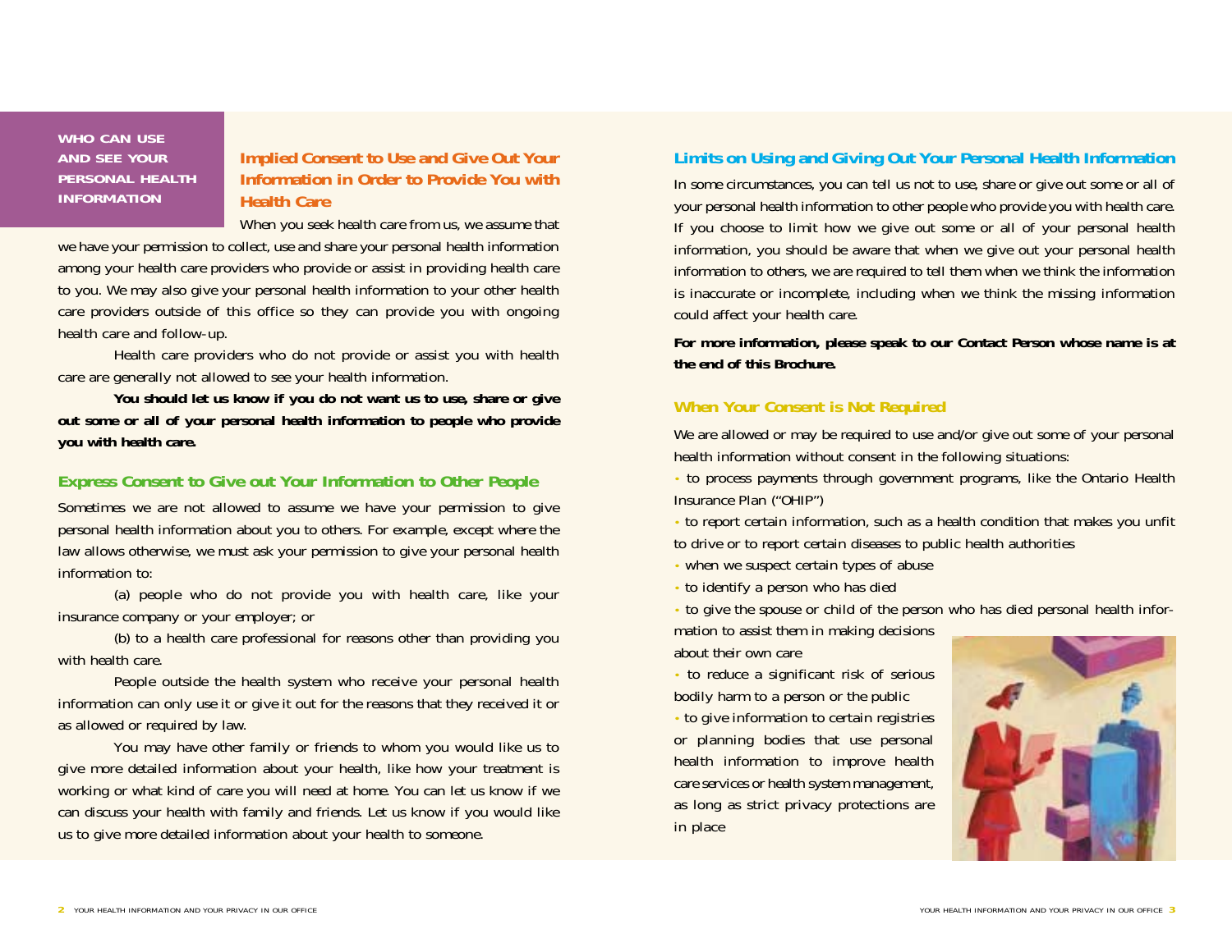## WHO CAN USE AND SEE YOUR PERSONAL HEALTH INFORMATION

### Implied Consent to Use and Give Out Your Information in Order to Provide You with Health Care

When you seek health care from us, we assume that we have your permission to collect, use and share your personal health information among your health care providers who provide or assist in providing health care to you. We may also give your personal health information to your other health care providers outside of this office so they can provide you with ongoing health care and follow-up.

Health care providers who do not provide or assist you with health care are generally not allowed to see your health information.

**You should let us know if you do not want us to use, share or give out some or all of your personal health information to people who provide you with health care.**

### Express Consent to Give out Your Information to Other People

Sometimes we are not allowed to assume we have your permission to give personal health information about you to others. For example, except where the law allows otherwise, we must ask your permission to give your personal health information to:

(a) people who do not provide you with health care, like your insurance company or your employer; or

(b) to a health care professional for reasons other than providing you with health care.

People outside the health system who receive your personal health information can only use it or give it out for the reasons that they received it or as allowed or required by law.

You may have other family or friends to whom you would like us to give more detailed information about your health, like how your treatment is working or what kind of care you will need at home. You can let us know if we can discuss your health with family and friends. Let us know if you would like us to give more detailed information about your health to someone.

### Limits on Using and Giving Out Your Personal Health Information

In some circumstances, you can tell us not to use, share or give out some or all of your personal health information to other people who provide you with health care. If you choose to limit how we give out some or all of your personal health information, you should be aware that when we give out your personal health information to others, we are required to tell them when we think the information is inaccurate or incomplete, including when we think the missing information could affect your health care.

**For more information, please speak to our Contact Person whose name is at the end of this Brochure.**

### When Your Consent is Not Required

We are allowed or may be required to use and/or give out some of your personal health information without consent in the following situations:

- to process payments through government programs, like the Ontario Health Insurance Plan ("OHIP")
- to report certain information, such as a health condition that makes you unfit to drive or to report certain diseases to public health authorities
- when we suspect certain types of abuse
- to identify a person who has died
- to give the spouse or child of the person who has died personal health information to assist them in making decisions about their own care
- to reduce a significant risk of serious bodily harm to a person or the public
- to give information to certain registries or planning bodies that use personal health information to improve health care services or health system management, as long as strict privacy protections are in place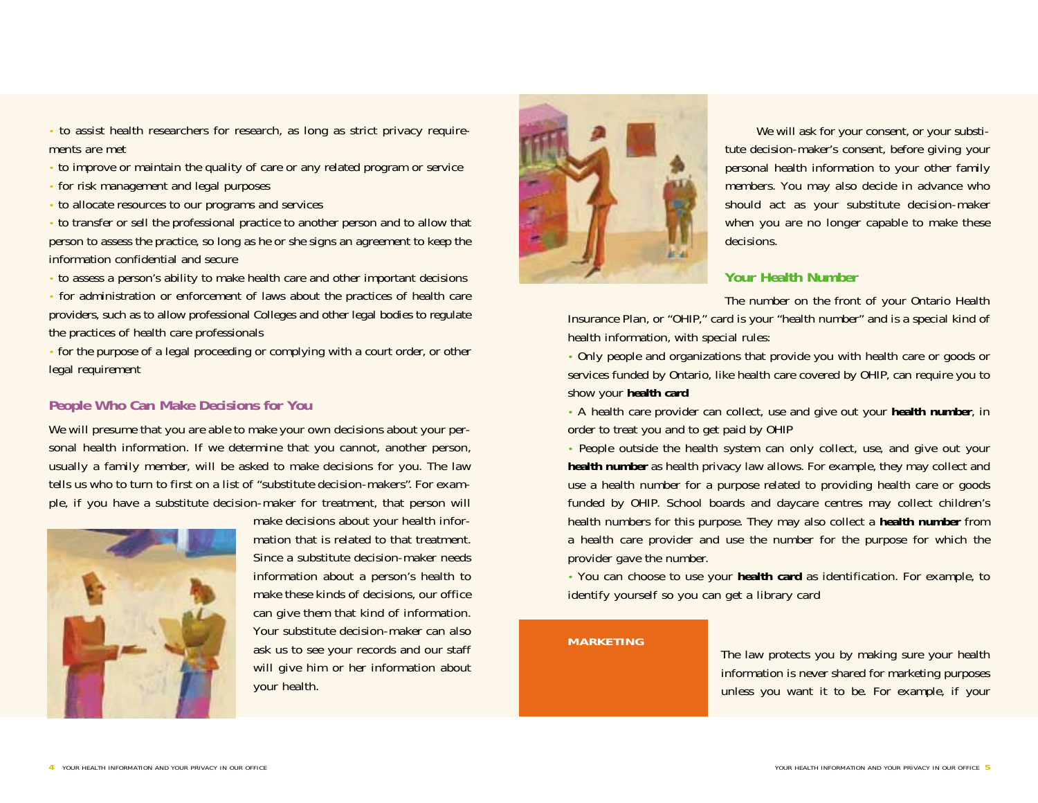- to assist health researchers for research, as long as strict privacy requirements are met
- to improve or maintain the quality of care or any related program or service
- for risk management and legal purposes
- to allocate resources to our programs and services
- to transfer or sell the professional practice to another person and to allow that person to assess the practice, so long as he or she signs an agreement to keep the information confidential and secure
- to assess a person's ability to make health care and other important decisions
- for administration or enforcement of laws about the practices of health care providers, such as to allow professional Colleges and other legal bodies to regulate the practices of health care professionals
- for the purpose of a legal proceeding or complying with a court order, or other legal requirement

### People Who Can Make Decisions for You

We will presume that you are able to make your own decisions about your personal health information. If we determine that you cannot, another person, usually a family member, will be asked to make decisions for you. The law tells us who to turn to first on a list of "substitute decision-makers". For example, if you have a substitute decision-maker for treatment, that person will make decisions about your health information that is related to that treatment. Since a substitute decision-maker needs information about a person's health to make these kinds of decisions, our office can give them that kind of information. Your substitute decision-maker can also ask us to see your records and our staff will give him or her information about your health.

We will ask for your consent, or your substitute decision-maker's consent, before giving your personal health information to your other family members. You may also decide in advance who should act as your substitute decision-maker when you are no longer capable to make these decisions.

### Your Health Number

The number on the front of your Ontario Health Insurance Plan, or "OHIP," card is your "health number" and is a special kind of health information, with special rules:

- Only people and organizations that provide you with health care or goods or services funded by Ontario, like health care covered by OHIP, can require you to show your **health card**
- A health care provider can collect, use and give out your **health number**, in order to treat you and to get paid by OHIP
- People outside the health system can only collect, use, and give out your **health number** as health privacy law allows. For example, they may collect and use a health number for a purpose related to providing health care or goods funded by OHIP. School boards and daycare centres may collect children's health numbers for this purpose. They may also collect a **health number** from a health care provider and use the number for the purpose for which the provider gave the number.
- You can choose to use your **health card** as identification. For example, to identify yourself so you can get a library card

### MARKETING

The law protects you by making sure your health information is never shared for marketing purposes unless you want it to be. For example, if your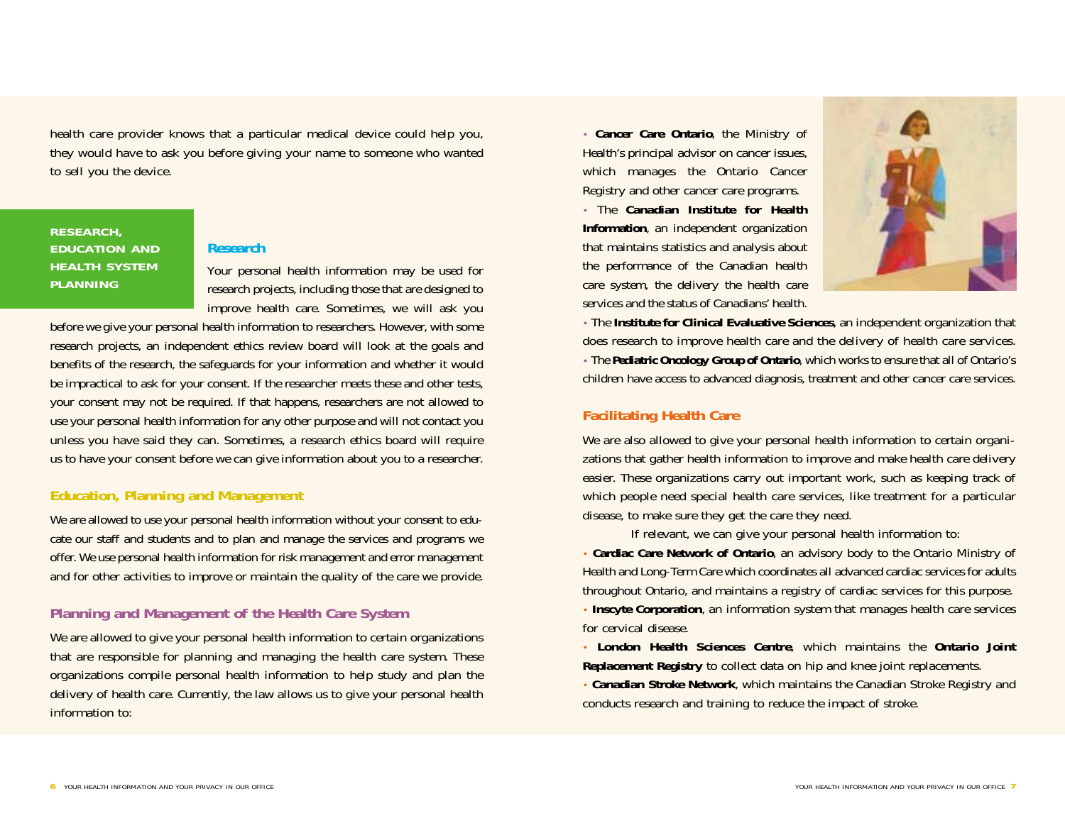health care provider knows that a particular medical device could help you, they would have to ask you before giving your name to someone who wanted to sell you the device.

## RESEARCH, EDUCATION AND HEALTH SYSTEM PLANNING

### Research

Your personal health information may be used for research projects, including those that are designed to improve health care. Sometimes, we will ask you before we give your personal health information to researchers. However, with some research projects, an independent ethics review board will look at the goals and benefits of the research, the safeguards for your information and whether it would be impractical to ask for your consent. If the researcher meets these and other tests, your consent may not be required. If that happens, researchers are not allowed to use your personal health information for any other purpose and will not contact you unless you have said they can. Sometimes, a research ethics board will require us to have your consent before we can give information about you to a researcher.

### Education, Planning and Management

We are allowed to use your personal health information without your consent to educate our staff and students and to plan and manage the services and programs we offer. We use personal health information for risk management and error management and for other activities to improve or maintain the quality of the care we provide.

### Planning and Management of the Health Care System

We are allowed to give your personal health information to certain organizations that are responsible for planning and managing the health care system. These organizations compile personal health information to help study and plan the delivery of health care. Currently, the law allows us to give your personal health information to:

- **Cancer Care Ontario**, the Ministry of Health's principal advisor on cancer issues, which manages the Ontario Cancer Registry and other cancer care programs.
- The **Canadian Institute for Health Information**, an independent organization that maintains statistics and analysis about the performance of the Canadian health care system, the delivery the health care services and the status of Canadians' health.
- The **Institute for Clinical Evaluative Sciences**, an independent organization that does research to improve health care and the delivery of health care services.
- The **Pediatric Oncology Group of Ontario**, which works to ensure that all of Ontario's children have access to advanced diagnosis, treatment and other cancer care services.

### Facilitating Health Care

We are also allowed to give your personal health information to certain organizations that gather health information to improve and make health care delivery easier. These organizations carry out important work, such as keeping track of which people need special health care services, like treatment for a particular disease, to make sure they get the care they need.

If relevant, we can give your personal health information to:

- **Cardiac Care Network of Ontario**, an advisory body to the Ontario Ministry of Health and Long-Term Care which coordinates all advanced cardiac services for adults throughout Ontario, and maintains a registry of cardiac services for this purpose.
- **Inscyte Corporation**, an information system that manages health care services for cervical disease.
- **London Health Sciences Centre**, which maintains the **Ontario Joint Replacement Registry** to collect data on hip and knee joint replacements.
- **Canadian Stroke Network**, which maintains the Canadian Stroke Registry and conducts research and training to reduce the impact of stroke.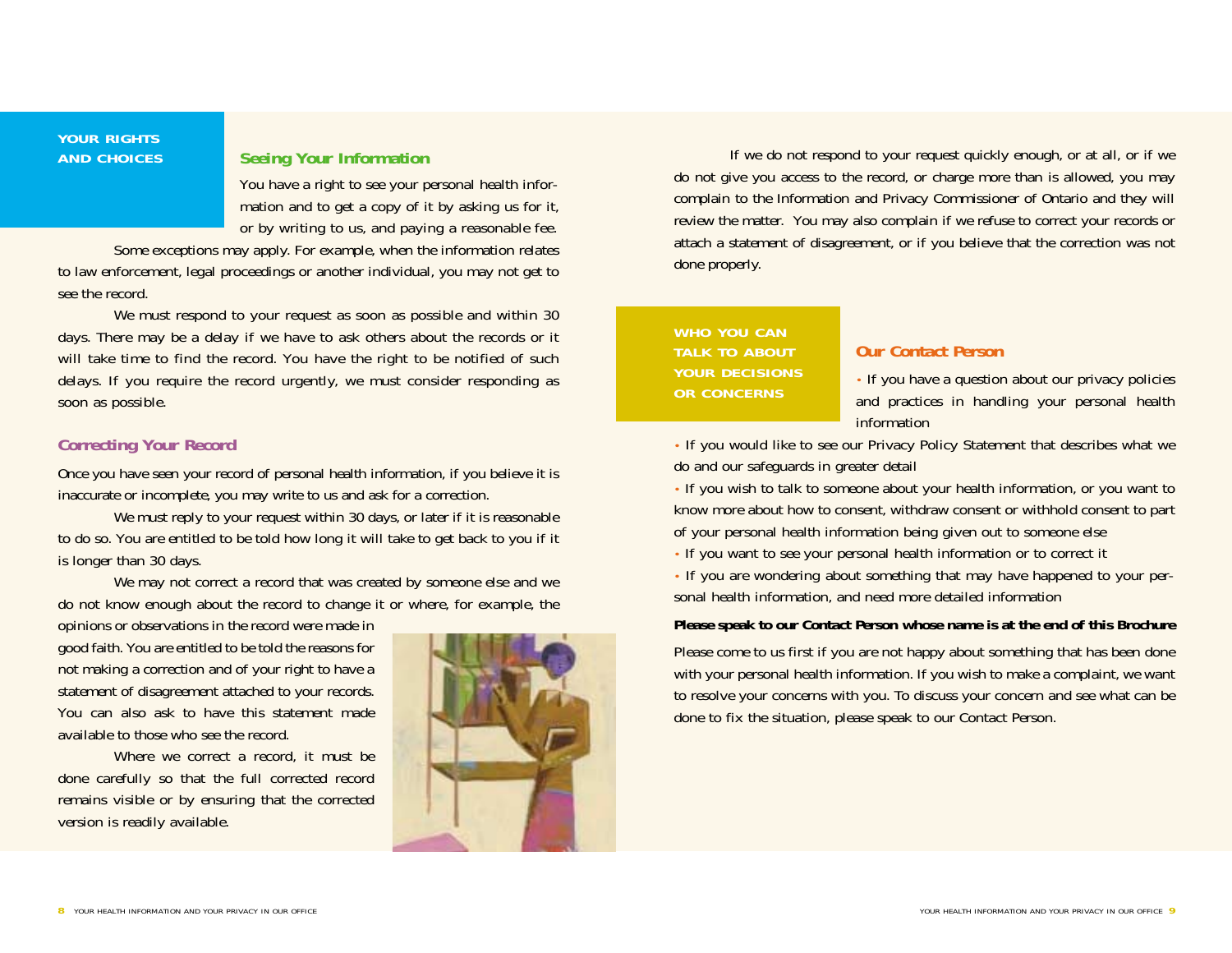## YOUR RIGHTS AND CHOICES

### Seeing Your Information

You have a right to see your personal health information and to get a copy of it by asking us for it, or by writing to us, and paying a reasonable fee.

Some exceptions may apply. For example, when the information relates to law enforcement, legal proceedings or another individual, you may not get to see the record.

We must respond to your request as soon as possible and within 30 days. There may be a delay if we have to ask others about the records or it will take time to find the record. You have the right to be notified of such delays. If you require the record urgently, we must consider responding as soon as possible.

### Correcting Your Record

Once you have seen your record of personal health information, if you believe it is inaccurate or incomplete, you may write to us and ask for a correction.

We must reply to your request within 30 days, or later if it is reasonable to do so. You are entitled to be told how long it will take to get back to you if it is longer than 30 days.

We may not correct a record that was created by someone else and we do not know enough about the record to change it or where, for example, the opinions or observations in the record were made in good faith. You are entitled to be told the reasons for not making a correction and of your right to have a statement of disagreement attached to your records. You can also ask to have this statement made available to those who see the record.

Where we correct a record, it must be done carefully so that the full corrected record remains visible or by ensuring that the corrected version is readily available.

If we do not respond to your request quickly enough, or at all, or if we do not give you access to the record, or charge more than is allowed, you may complain to the Information and Privacy Commissioner of Ontario and they will review the matter. You may also complain if we refuse to correct your records or attach a statement of disagreement, or if you believe that the correction was not done properly.

## WHO YOU CAN TALK TO ABOUT YOUR DECISIONS OR CONCERNS

### Our Contact Person

- If you have a question about our privacy policies and practices in handling your personal health information
- If you would like to see our Privacy Policy Statement that describes what we do and our safeguards in greater detail
- If you wish to talk to someone about your health information, or you want to know more about how to consent, withdraw consent or withhold consent to part of your personal health information being given out to someone else
- If you want to see your personal health information or to correct it
- If you are wondering about something that may have happened to your personal health information, and need more detailed information

**Please speak to our Contact Person whose name is at the end of this Brochure**

Please come to us first if you are not happy about something that has been done with your personal health information. If you wish to make a complaint, we want to resolve your concerns with you. To discuss your concern and see what can be done to fix the situation, please speak to our Contact Person.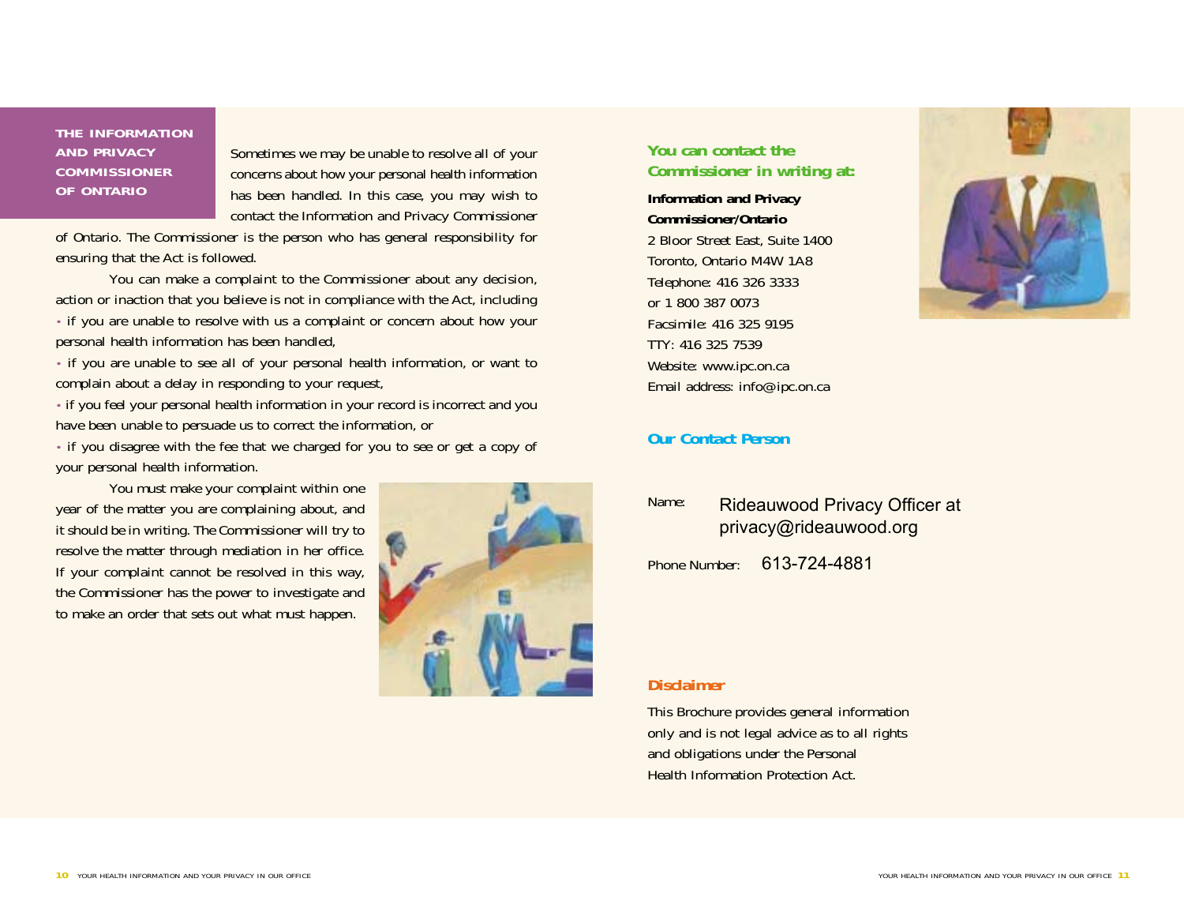## THE INFORMATION AND PRIVACY COMMISSIONER OF ONTARIO

Sometimes we may be unable to resolve all of your concerns about how your personal health information has been handled. In this case, you may wish to contact the Information and Privacy Commissioner of Ontario. The Commissioner is the person who has general responsibility for ensuring that the Act is followed.

You can make a complaint to the Commissioner about any decision, action or inaction that you believe is not in compliance with the Act, including

- if you are unable to resolve with us a complaint or concern about how your personal health information has been handled,
- if you are unable to see all of your personal health information, or want to complain about a delay in responding to your request,
- if you feel your personal health information in your record is incorrect and you have been unable to persuade us to correct the information, or
- if you disagree with the fee that we charged for you to see or get a copy of your personal health information.

You must make your complaint within one year of the matter you are complaining about, and it should be in writing. The Commissioner will try to resolve the matter through mediation in her office. If your complaint cannot be resolved in this way, the Commissioner has the power to investigate and to make an order that sets out what must happen.

### You can contact the Commissioner in writing at:

**Information and Privacy Commissioner/Ontario**
2 Bloor Street East, Suite 1400
Toronto, Ontario M4W 1A8
Telephone: 416 326 3333
or 1 800 387 0073
Facsimile: 416 325 9195
TTY: 416 325 7539
Website: www.ipc.on.ca
Email address: info@ipc.on.ca

### Our Contact Person

Name: Rideauwood Privacy Officer at privacy@rideauwood.org

Phone Number: 613-724-4881

### Disclaimer

This Brochure provides general information only and is not legal advice as to all rights and obligations under the Personal Health Information Protection Act.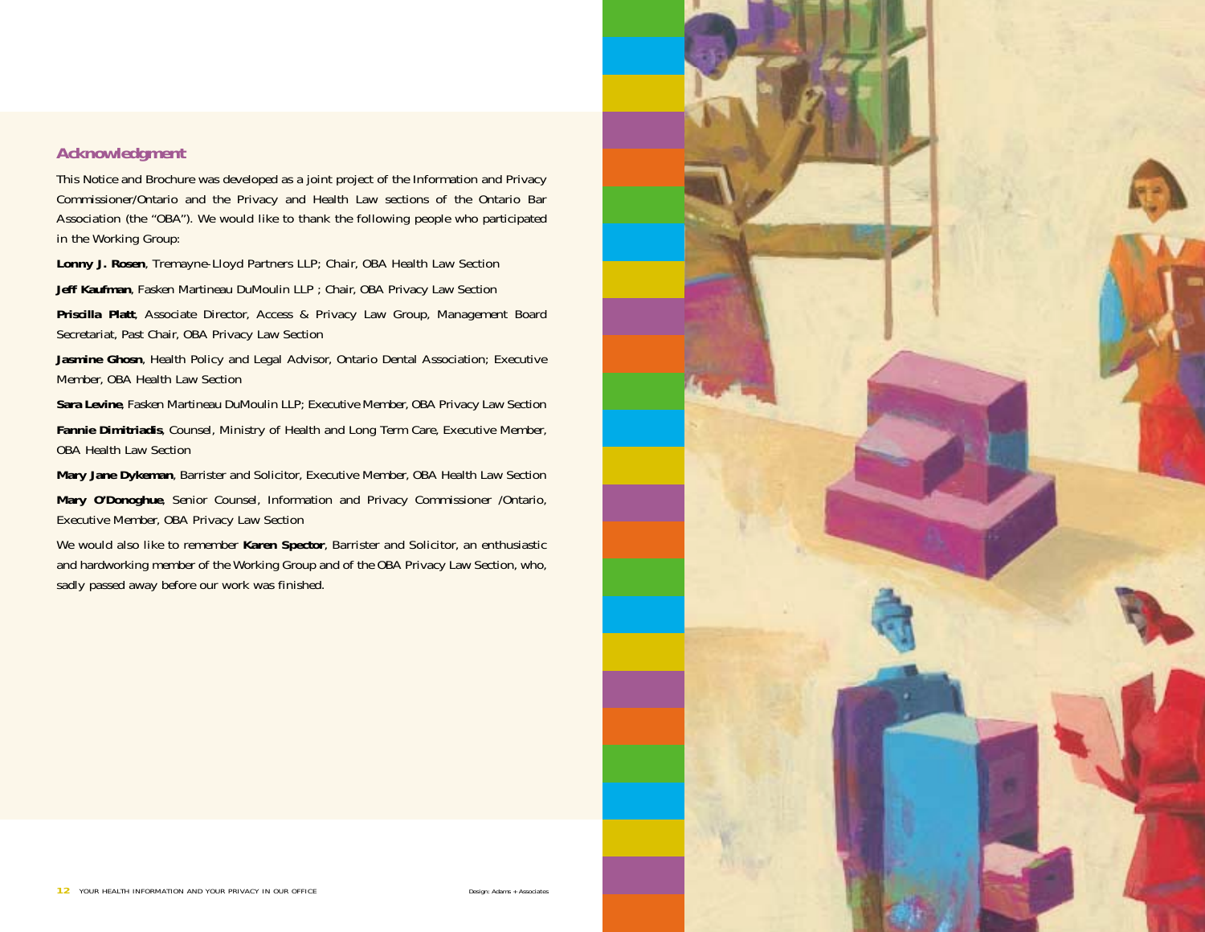## Acknowledgment

This Notice and Brochure was developed as a joint project of the Information and Privacy Commissioner/Ontario and the Privacy and Health Law sections of the Ontario Bar Association (the "OBA"). We would like to thank the following people who participated in the Working Group:

**Lonny J. Rosen**, Tremayne-Lloyd Partners LLP; Chair, OBA Health Law Section

**Jeff Kaufman**, Fasken Martineau DuMoulin LLP ; Chair, OBA Privacy Law Section

**Priscilla Platt**, Associate Director, Access & Privacy Law Group, Management Board Secretariat, Past Chair, OBA Privacy Law Section

**Jasmine Ghosn**, Health Policy and Legal Advisor, Ontario Dental Association; Executive Member, OBA Health Law Section

**Sara Levine**, Fasken Martineau DuMoulin LLP; Executive Member, OBA Privacy Law Section

**Fannie Dimitriadis**, Counsel, Ministry of Health and Long Term Care, Executive Member, OBA Health Law Section

**Mary Jane Dykeman**, Barrister and Solicitor, Executive Member, OBA Health Law Section

**Mary O'Donoghue**, Senior Counsel, Information and Privacy Commissioner /Ontario, Executive Member, OBA Privacy Law Section

We would also like to remember **Karen Spector**, Barrister and Solicitor, an enthusiastic and hardworking member of the Working Group and of the OBA Privacy Law Section, who, sadly passed away before our work was finished.

Design: Adams + Associates